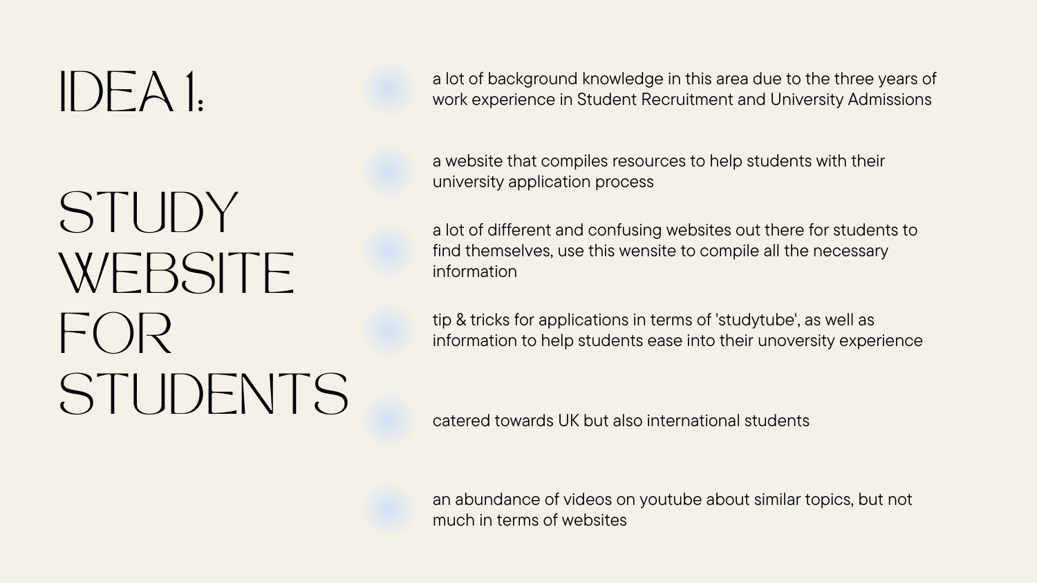# IDEA 1:

# STUDY WEBSITE FOR STUDENTS

- a lot of background knowledge in this area due to the three years of work experience in Student Recruitment and University Admissions
- a website that compiles resources to help students with their university application process
- a lot of different and confusing websites out there for students to find themselves, use this wensite to compile all the necessary information
- tip & tricks for applications in terms of 'studytube', as well as information to help students ease into their unoversity experience
- catered towards UK but also international students
- an abundance of videos on youtube about similar topics, but not much in terms of websites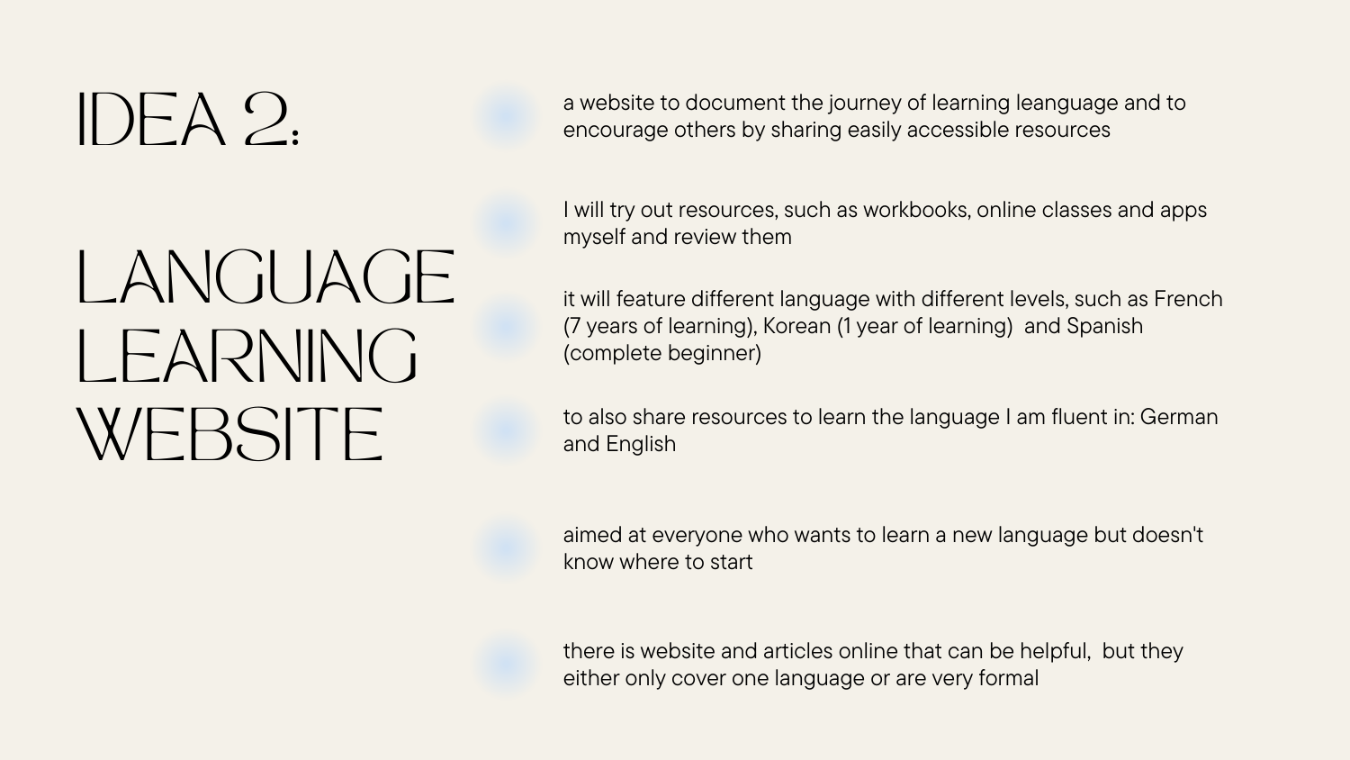# IDEA 2:

# LANGUAGE LEARNING WEBSITE

- a website to document the journey of learning leanguage and to encourage others by sharing easily accessible resources
- I will try out resources, such as workbooks, online classes and apps myself and review them
- it will feature different language with different levels, such as French (7 years of learning), Korean (1 year of learning) and Spanish (complete beginner)
- to also share resources to learn the language I am fluent in: German and English
- aimed at everyone who wants to learn a new language but doesn't know where to start
- there is website and articles online that can be helpful, but they either only cover one language or are very formal